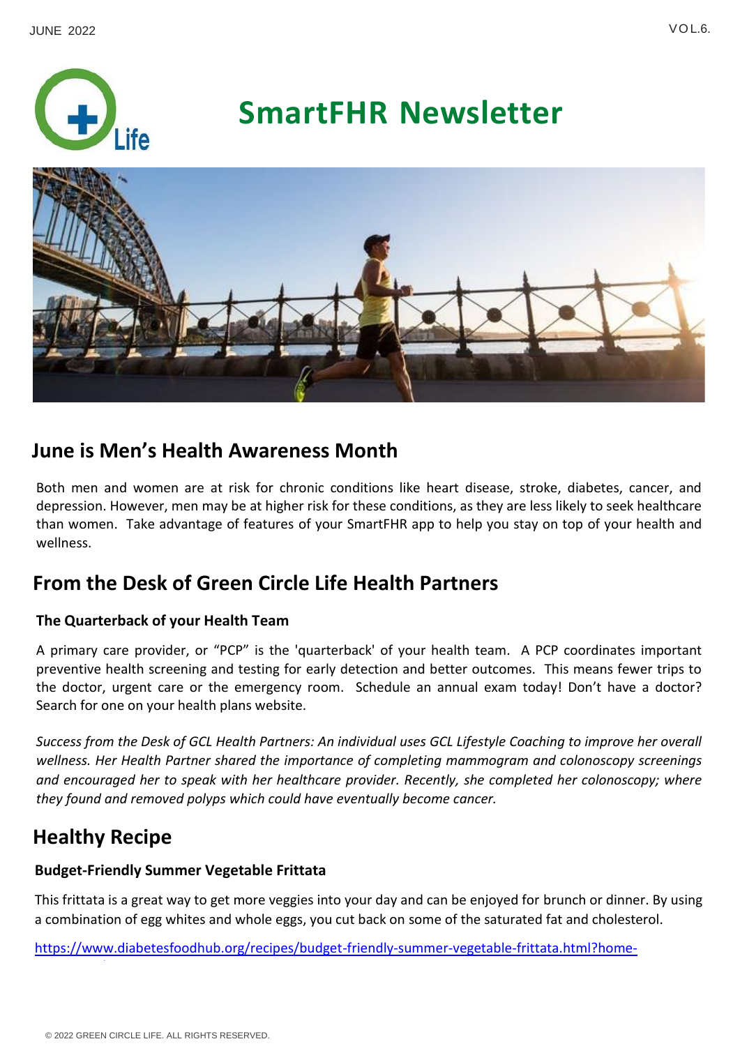# SmartFHR Newsletter

## June is Men's Health Awareness Month

Both men and women are at risk for chronic conditions like heart disease, stroke, diabetes, cancer, and depression. However, men may be at higher risk for these conditions, as they are less likely to seek healthcare than women. Take advantage of features of your SmartFHR app to help you stay on top of your health and wellness.

## From the Desk of Green Circle Life Health Partners

### The Quarterback of your Health Team

A primary care provider, or "PCP" is the 'quarterback' of your health team. A PCP coordinates important preventive health screening and testing for early detection and better outcomes. This means fewer trips to the doctor, urgent care or the emergency room. Schedule an annual exam today! Don't have a doctor? Search for one on your health plans website.

*Success from the Desk of GCL Health Partners: An individual uses GCL Lifestyle Coaching to improve her overall wellness. Her Health Partner shared the importance of completing mammogram and colonoscopy screenings and encouraged her to speak with her healthcare provider. Recently, she completed her colonoscopy; where they found and removed polyps which could have eventually become cancer.*

## Healthy Recipe

### Budget-Friendly Summer Vegetable Frittata

This frittata is a great way to get more veggies into your day and can be enjoyed for brunch or dinner. By using a combination of egg whites and whole eggs, you cut back on some of the saturated fat and cholesterol.

https://www.diabetesfoodhub.org/recipes/budget-friendly-summer-vegetable-frittata.html?home-

© 2022 GREEN CIRCLE LIFE. ALL RIGHTS RESERVED.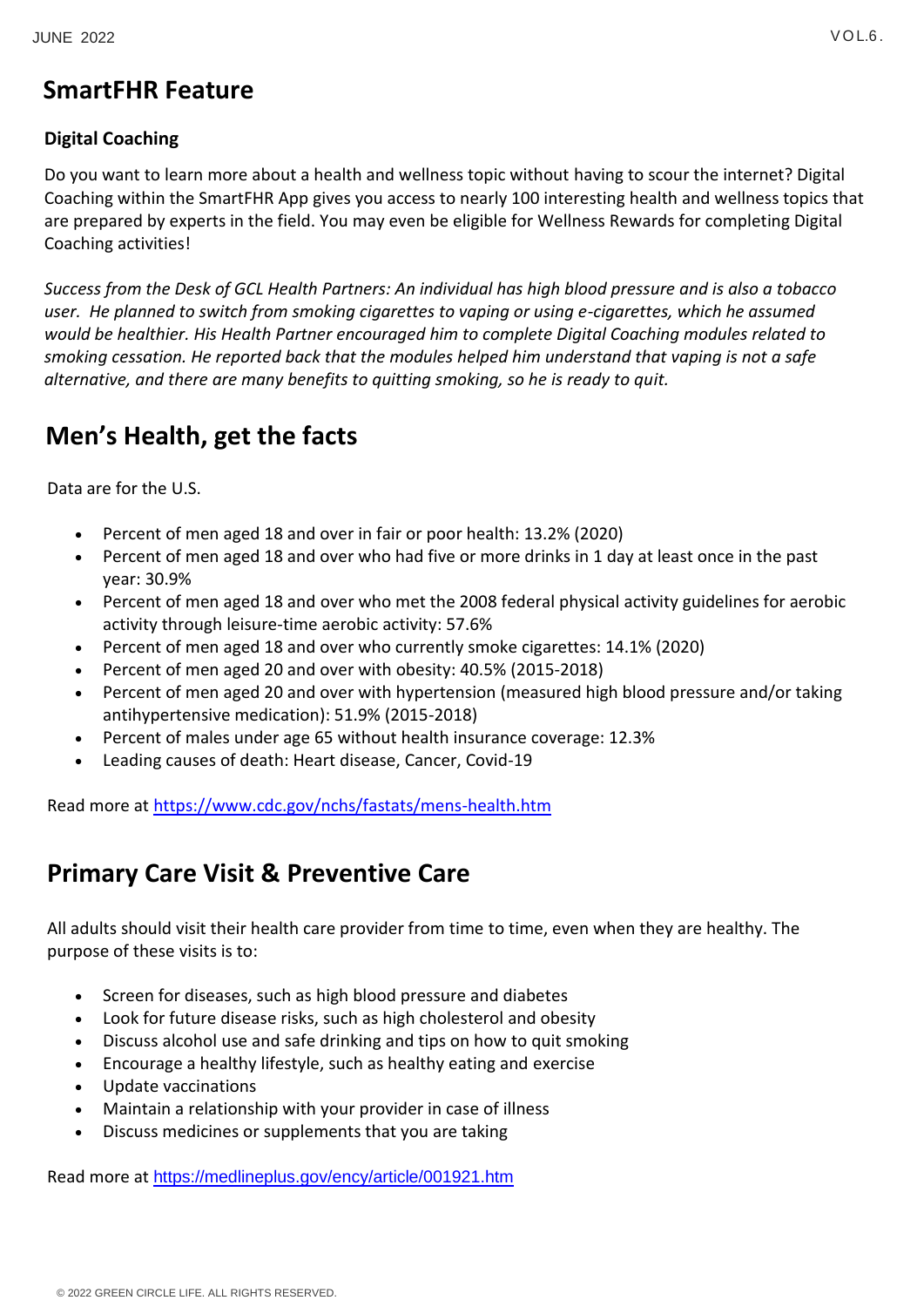## SmartFHR Feature

**Digital Coaching**

Do you want to learn more about a health and wellness topic without having to scour the internet? Digital Coaching within the SmartFHR App gives you access to nearly 100 interesting health and wellness topics that are prepared by experts in the field. You may even be eligible for Wellness Rewards for completing Digital Coaching activities!

*Success from the Desk of GCL Health Partners: An individual has high blood pressure and is also a tobacco user. He planned to switch from smoking cigarettes to vaping or using e-cigarettes, which he assumed would be healthier. His Health Partner encouraged him to complete Digital Coaching modules related to smoking cessation. He reported back that the modules helped him understand that vaping is not a safe alternative, and there are many benefits to quitting smoking, so he is ready to quit.*

## Men's Health, get the facts

Data are for the U.S.

- Percent of men aged 18 and over in fair or poor health: 13.2% (2020)
- Percent of men aged 18 and over who had five or more drinks in 1 day at least once in the past year: 30.9%
- Percent of men aged 18 and over who met the 2008 federal physical activity guidelines for aerobic activity through leisure-time aerobic activity: 57.6%
- Percent of men aged 18 and over who currently smoke cigarettes: 14.1% (2020)
- Percent of men aged 20 and over with obesity: 40.5% (2015-2018)
- Percent of men aged 20 and over with hypertension (measured high blood pressure and/or taking antihypertensive medication): 51.9% (2015-2018)
- Percent of males under age 65 without health insurance coverage: 12.3%
- Leading causes of death: Heart disease, Cancer, Covid-19

Read more at [https://www.cdc.gov/nchs/fastats/mens-health.htm](https://www.cdc.gov/nchs/fastats/mens-health.htm)

## Primary Care Visit & Preventive Care

All adults should visit their health care provider from time to time, even when they are healthy. The purpose of these visits is to:

- Screen for diseases, such as high blood pressure and diabetes
- Look for future disease risks, such as high cholesterol and obesity
- Discuss alcohol use and safe drinking and tips on how to quit smoking
- Encourage a healthy lifestyle, such as healthy eating and exercise
- Update vaccinations
- Maintain a relationship with your provider in case of illness
- Discuss medicines or supplements that you are taking

Read more at [https://medlineplus.gov/ency/article/001921.htm](https://medlineplus.gov/ency/article/001921.htm)